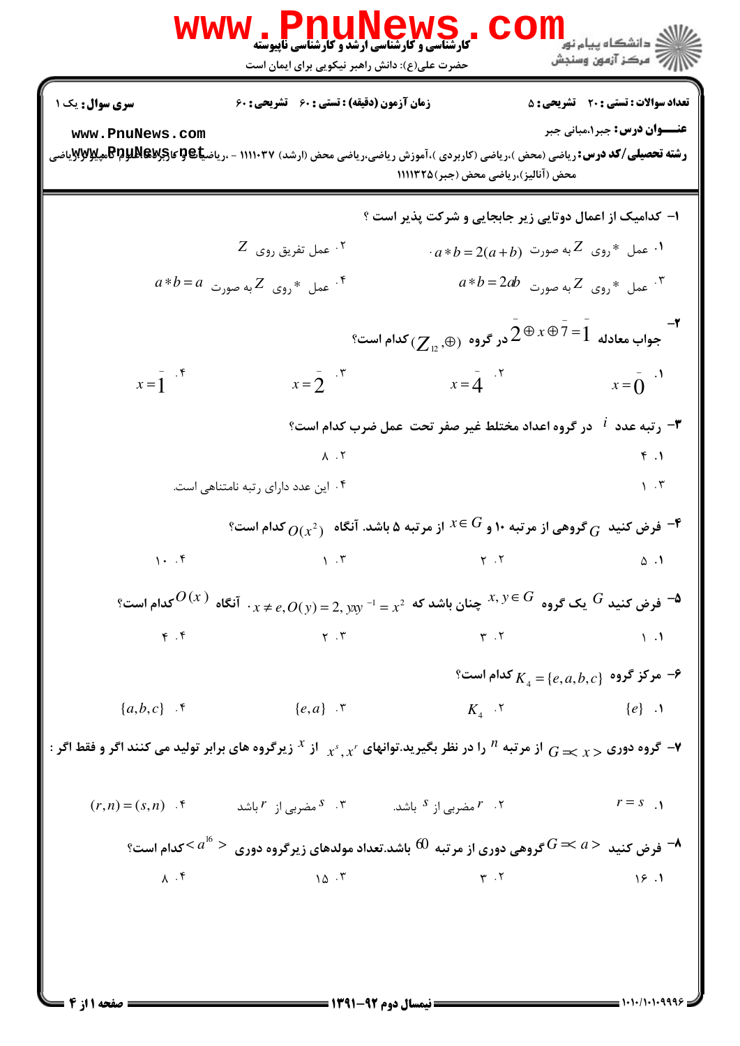**سری سوال:** یک ۱

**زمان آزمون (دقیقه) : تستی : ۶۰ تشریحی : ۶۰**

**تعداد سوالات : تستی : ۲۰ تشریحی : ۵**

**عنـــوان درس:** جبر۱،مبانی جبر

**رشته تحصیلی/کد درس:** ریاضی (محض )،ریاضی (کاربردی )،آموزش ریاضی،ریاضی محض (ارشد) ۱۱۱۱۰۳۷ - ،ریاضیات و کاربردها،علوم کامپیوتر،ریاضی محض (آنالیز)،ریاضی محض (جبر)۱۱۱۱۳۲۵

۱- کدامیک از اعمال دوتایی زیر جابجایی و شرکت پذیر است ؟

۱. عمل $*$ روی $Z$ به صورت $a*b=2(a+b)$ .

۲. عمل تفریق روی $Z$

۳. عمل $*$ روی $Z$ به صورت $a*b=2ab$

۴. عمل $*$ روی $Z$ به صورت $a*b=a$

۲- جواب معادله $\bar{2}\oplus x\oplus\bar{7}=\bar{1}$ در گروه $(Z_{12},\oplus)$ کدام است؟

۱. $x=\bar{0}$

۲. $x=\bar{4}$

۳. $x=\bar{2}$

۴. $x=\bar{1}$

۳- رتبه عدد $i$ در گروه اعداد مختلط غیر صفر تحت عمل ضرب کدام است؟

۱. ۴

۲. ۸

۳. ۱

۴. این عدد دارای رتبه نامتناهی است.

۴- فرض کنید $G$ گروهی از مرتبه ۱۰ و $x\in G$ از مرتبه ۵ باشد. آنگاه $O(x^2)$ کدام است؟

۱. ۵

۲. ۲

۳. ۱

۴. ۱۰

۵- فرض کنید $G$ یک گروه $x,y\in G$ چنان باشد که $x\neq e, O(y)=2, yxy^{-1}=x^2$ . آنگاه $O(x)$ کدام است؟

۱. ۱

۲. ۳

۳. ۲

۴. ۴

۶- مرکز گروه $K_4=\{e,a,b,c\}$ کدام است؟

۱. $\{e\}$

۲. $K_4$

۳. $\{e,a\}$

۴. $\{a,b,c\}$

۷- گروه دوری $G=<x>$ از مرتبه $n$ را در نظر بگیرید.توانهای $x^s,x^r$ از $x$ زیرگروه های برابر تولید می کنند اگر و فقط اگر :

۱. $r=s$

۲. $r$ مضربی از $s$ باشد.

۳. $s$ مضربی از $r$ باشد

۴. $(r,n)=(s,n)$

۸- فرض کنید $G=<a>$ گروهی دوری از مرتبه 60 باشد.تعداد مولدهای زیرگروه دوری $<a^{16}>$ کدام است؟

۱. ۱۶

۲. ۳

۳. ۱۵

۴. ۸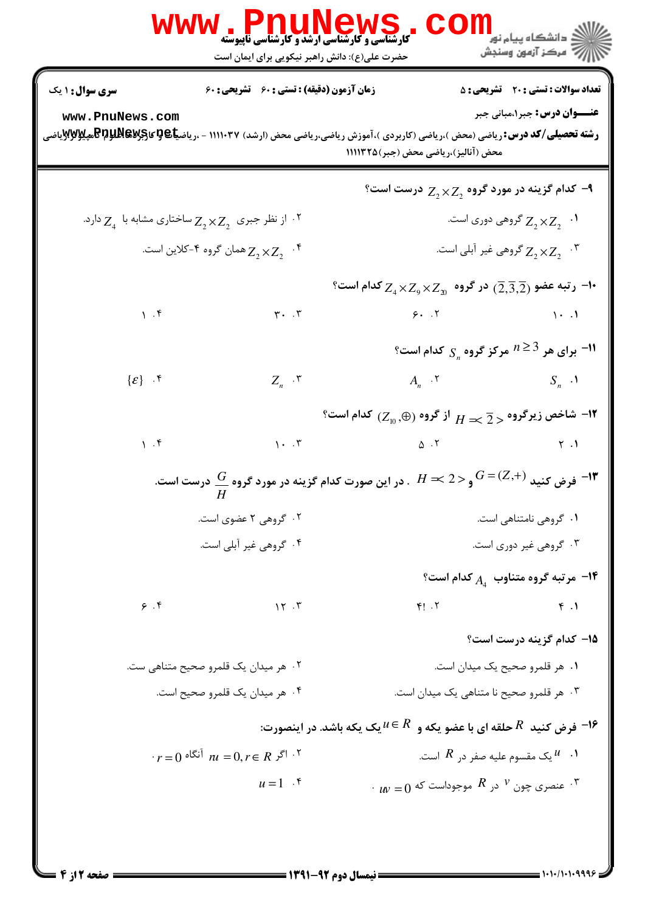**سری سوال:** ۱ یک | **زمان آزمون (دقیقه) : تستی :** ۶۰ **تشریحی :** ۶۰ | **تعداد سوالات : تستی :** ۲۰ **تشریحی :** ۵

**عنـــوان درس:** جبر۱،مبانی جبر

**رشته تحصیلی/کد درس:** ریاضی (محض )،ریاضی (کاربردی )،آموزش ریاضی،ریاضی محض (ارشد) ۱۱۱۱۰۳۷ - ،ریاضیات و کاربردها،علوم کامپیوتر،ریاضی محض (آنالیز)،ریاضی محض (جبر)۱۱۱۱۳۲۵

۹- کدام گزینه در مورد گروه $Z_2 \times Z_2$ درست است؟

۱. $Z_2 \times Z_2$ گروهی دوری است.

۲. از نظر جبری $Z_2 \times Z_2$ ساختاری مشابه با $Z_4$ دارد.

۳. $Z_2 \times Z_2$ گروهی غیر آبلی است.

۴. $Z_2 \times Z_2$ همان گروه ۴-کلاین است.

۱۰- رتبه عضو $(\overline{2},\overline{3},\overline{2})$ در گروه $Z_4 \times Z_9 \times Z_{20}$ کدام است؟

۱. ۱۰

۲. ۶۰

۳. ۳۰

۴. ۱

۱۱- برای هر $n \geq 3$ مرکز گروه $S_n$ کدام است؟

۱. $S_n$

۲. $A_n$

۳. $Z_n$

۴. $\{\varepsilon\}$

۱۲- شاخص زیرگروه $H = <\overline{2}>$ از گروه $(Z_{10}, \oplus)$ کدام است؟

۱. ۲

۲. ۵

۳. ۱۰

۴. ۱

۱۳- فرض کنید $G = (Z,+)$ و $H = <2>$ . در این صورت کدام گزینه در مورد گروه $\frac{G}{H}$ درست است.

۱. گروهی نامتناهی است.

۲. گروهی ۲ عضوی است.

۳. گروهی غیر دوری است.

۴. گروهی غیر آبلی است.

۱۴- مرتبه گروه متناوب $A_4$ کدام است؟

۱. ۴

۲. $4!$

۳. ۱۲

۴. ۶

۱۵- کدام گزینه درست است؟

۱. هر قلمرو صحیح یک میدان است.

۲. هر میدان یک قلمرو صحیح متناهی ست.

۳. هر قلمرو صحیح نا متناهی یک میدان است.

۴. هر میدان یک قلمرو صحیح است.

۱۶- فرض کنید $R$ حلقه ای با عضو یکه و $u \in R$ یک یکه باشد. در اینصورت:

۱. $u$ یک مقسوم علیه صفر در $R$ است.

۲. اگر $ru = 0, r \in R$ آنگاه $r = 0$ .

۳. عنصری چون $v$ در $R$ موجوداست که $uv = 0$ .

۴. $u = 1$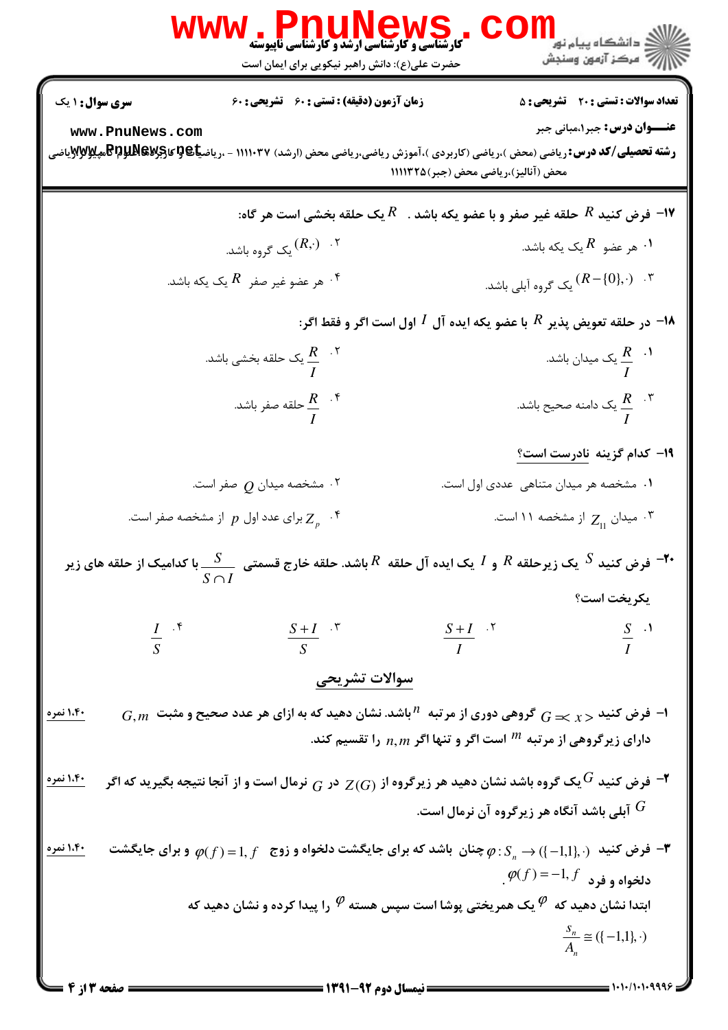**سری سوال:** ۱ یک | **زمان آزمون (دقیقه) : تستی :** ۶۰ **تشریحی :** ۶۰ | **تعداد سوالات : تستی :** ۲۰ **تشریحی :** ۵

**عنـــوان درس:** جبر۱،مبانی جبر

**رشته تحصیلی/کد درس:** ریاضی (محض )،ریاضی (کاربردی )،آموزش ریاضی،ریاضی محض (ارشد) ۱۱۱۱۰۳۷ - ،ریاضیات و کاربردها،علوم کامپیوتر،ریاضی محض (آنالیز)،ریاضی محض (جبر)۱۱۱۱۳۲۵

۱۷- فرض کنید $R$ حلقه غیر صفر و با عضو یکه باشد . $R$ یک حلقه بخشی است هر گاه:

۱. هر عضو $R$ یک یکه باشد.

۲. $(R,\cdot)$ یک گروه باشد.

۳. $(R-\{0\},\cdot)$ یک گروه آبلی باشد.

۴. هر عضو غیر صفر $R$ یک یکه باشد.

۱۸- در حلقه تعویض پذیر $R$ با عضو یکه ایده آل $I$ اول است اگر و فقط اگر:

۱. $\frac{R}{I}$ یک میدان باشد.

۲. $\frac{R}{I}$ یک حلقه بخشی باشد.

۳. $\frac{R}{I}$ یک دامنه صحیح باشد.

۴. $\frac{R}{I}$ حلقه صفر باشد.

۱۹- کدام گزینه نادرست است؟

۱. مشخصه هر میدان متناهی عددی اول است.

۲. مشخصه میدان $Q$ صفر است.

۳. میدان $Z_{11}$ از مشخصه ۱۱ است.

۴. $Z_p$ برای عدد اول $p$ از مشخصه صفر است.

۲۰- فرض کنید $S$ یک زیرحلقه $R$ و $I$ یک ایده آل حلقه $R$ باشد. حلقه خارج قسمتی $\frac{S}{S\cap I}$ با کدامیک از حلقه های زیر یکریخت است؟

۱. $\frac{S}{I}$

۲. $\frac{S+I}{I}$

۳. $\frac{S+I}{S}$

۴. $\frac{I}{S}$

## سوالات تشریحی

۱- فرض کنید $G=<x>$ گروهی دوری از مرتبه $n$ باشد. نشان دهید که به ازای هر عدد صحیح و مثبت $m$، $G$ دارای زیرگروهی از مرتبه $m$ است اگر و تنها اگر $m$ ، $n$ را تقسیم کند. (۱،۴۰ نمره)

۲- فرض کنید $G$ یک گروه باشد نشان دهید هر زیرگروه از $Z(G)$ در $G$ نرمال است و از آنجا نتیجه بگیرید که اگر $G$ آبلی باشد آنگاه هر زیرگروه آن نرمال است. (۱،۴۰ نمره)

۳- فرض کنید $\varphi : S_n \to (\{-1,1\},\cdot)$ چنان باشد که برای جایگشت دلخواه و زوج $f$، $\varphi(f)=1$ و برای جایگشت دلخواه و فرد $f$، $\varphi(f)=-1$. (۱،۴۰ نمره)

ابتدا نشان دهید که $\varphi$ یک همریختی پوشا است سپس هسته $\varphi$ را پیدا کرده و نشان دهید که

$$\frac{S_n}{A_n} \cong (\{-1,1\},\cdot)$$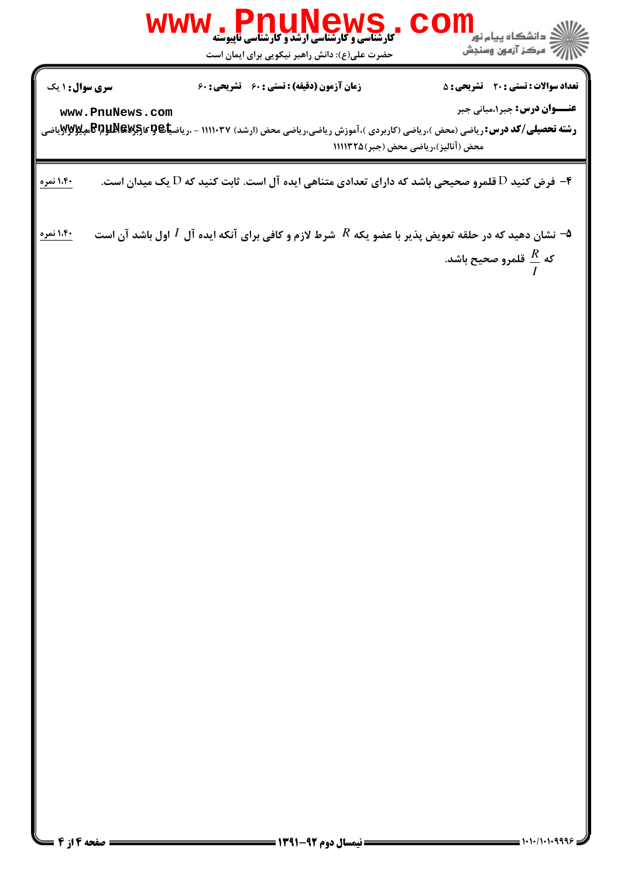**سری سوال:** ۱ یک | **زمان آزمون (دقیقه) : تستی :** ۶۰ **تشریحی :** ۶۰ | **تعداد سوالات : تستی :** ۲۰ **تشریحی :** ۵

**عنـــوان درس:** جبر۱،مبانی جبر

**رشته تحصیلی/کد درس:** ریاضی (محض )،ریاضی (کاربردی )،آموزش ریاضی،ریاضی محض (ارشد) ۱۱۱۱۰۳۷ - ،ریاضیات و کاربردها،علوم کامپیوتر،ریاضی محض (آنالیز)،ریاضی محض (جبر)۱۱۱۱۳۲۵

۴- فرض کنید D قلمرو صحیحی باشد که دارای تعدادی متناهی ایده آل است. ثابت کنید که D یک میدان است. ۱،۴۰ نمره

۵- نشان دهید که در حلقه تعویض پذیر با عضو یکه $R$ شرط لازم و کافی برای آنکه ایده آل $I$ اول باشد آن است که $\frac{R}{I}$ قلمرو صحیح باشد. ۱،۴۰ نمره